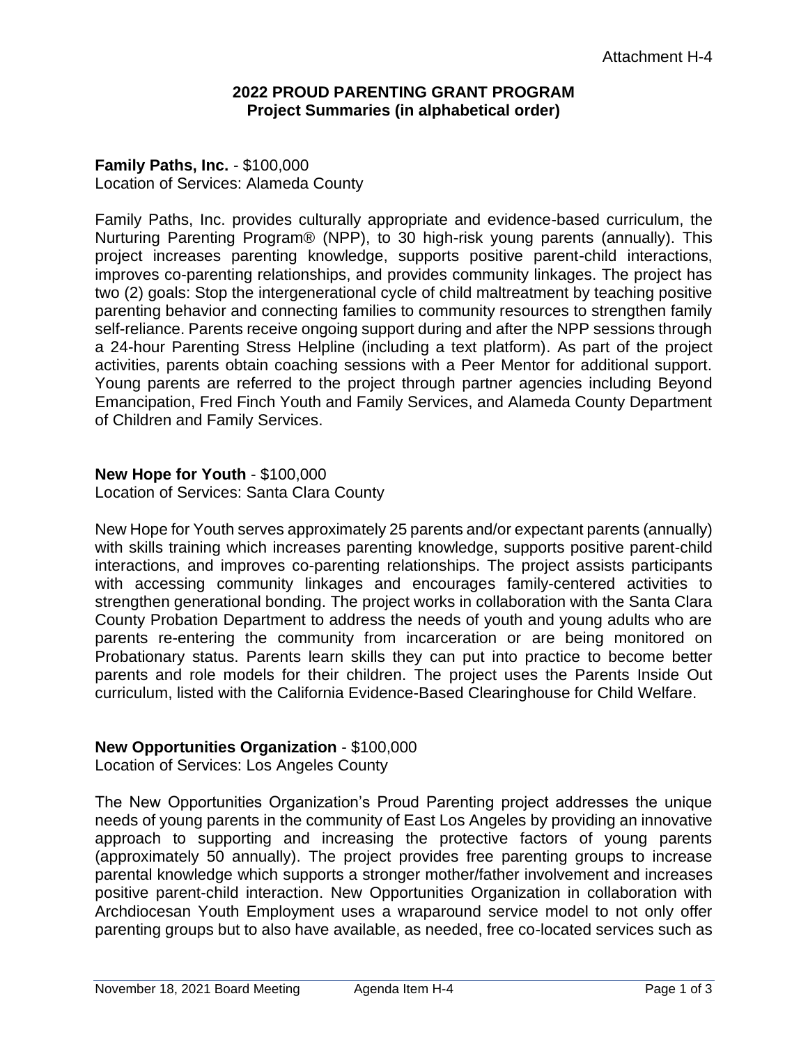Attachment H-4

**2022 PROUD PARENTING GRANT PROGRAM**
**Project Summaries (in alphabetical order)**

**Family Paths, Inc.** - $100,000
Location of Services: Alameda County

Family Paths, Inc. provides culturally appropriate and evidence-based curriculum, the Nurturing Parenting Program® (NPP), to 30 high-risk young parents (annually). This project increases parenting knowledge, supports positive parent-child interactions, improves co-parenting relationships, and provides community linkages. The project has two (2) goals: Stop the intergenerational cycle of child maltreatment by teaching positive parenting behavior and connecting families to community resources to strengthen family self-reliance. Parents receive ongoing support during and after the NPP sessions through a 24-hour Parenting Stress Helpline (including a text platform). As part of the project activities, parents obtain coaching sessions with a Peer Mentor for additional support. Young parents are referred to the project through partner agencies including Beyond Emancipation, Fred Finch Youth and Family Services, and Alameda County Department of Children and Family Services.

**New Hope for Youth** - $100,000
Location of Services: Santa Clara County

New Hope for Youth serves approximately 25 parents and/or expectant parents (annually) with skills training which increases parenting knowledge, supports positive parent-child interactions, and improves co-parenting relationships. The project assists participants with accessing community linkages and encourages family-centered activities to strengthen generational bonding. The project works in collaboration with the Santa Clara County Probation Department to address the needs of youth and young adults who are parents re-entering the community from incarceration or are being monitored on Probationary status. Parents learn skills they can put into practice to become better parents and role models for their children. The project uses the Parents Inside Out curriculum, listed with the California Evidence-Based Clearinghouse for Child Welfare.

**New Opportunities Organization** - $100,000
Location of Services: Los Angeles County

The New Opportunities Organization's Proud Parenting project addresses the unique needs of young parents in the community of East Los Angeles by providing an innovative approach to supporting and increasing the protective factors of young parents (approximately 50 annually). The project provides free parenting groups to increase parental knowledge which supports a stronger mother/father involvement and increases positive parent-child interaction. New Opportunities Organization in collaboration with Archdiocesan Youth Employment uses a wraparound service model to not only offer parenting groups but to also have available, as needed, free co-located services such as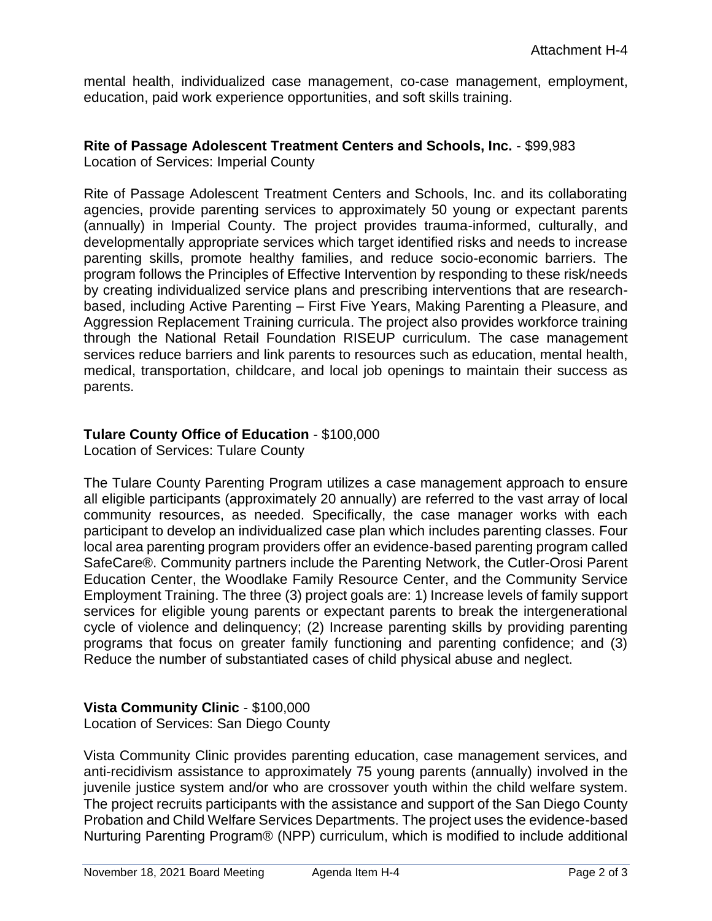mental health, individualized case management, co-case management, employment, education, paid work experience opportunities, and soft skills training.

**Rite of Passage Adolescent Treatment Centers and Schools, Inc.** - $99,983
Location of Services: Imperial County

Rite of Passage Adolescent Treatment Centers and Schools, Inc. and its collaborating agencies, provide parenting services to approximately 50 young or expectant parents (annually) in Imperial County. The project provides trauma-informed, culturally, and developmentally appropriate services which target identified risks and needs to increase parenting skills, promote healthy families, and reduce socio-economic barriers. The program follows the Principles of Effective Intervention by responding to these risk/needs by creating individualized service plans and prescribing interventions that are research-based, including Active Parenting – First Five Years, Making Parenting a Pleasure, and Aggression Replacement Training curricula. The project also provides workforce training through the National Retail Foundation RISEUP curriculum. The case management services reduce barriers and link parents to resources such as education, mental health, medical, transportation, childcare, and local job openings to maintain their success as parents.

**Tulare County Office of Education** - $100,000
Location of Services: Tulare County

The Tulare County Parenting Program utilizes a case management approach to ensure all eligible participants (approximately 20 annually) are referred to the vast array of local community resources, as needed. Specifically, the case manager works with each participant to develop an individualized case plan which includes parenting classes. Four local area parenting program providers offer an evidence-based parenting program called SafeCare®. Community partners include the Parenting Network, the Cutler-Orosi Parent Education Center, the Woodlake Family Resource Center, and the Community Service Employment Training. The three (3) project goals are: 1) Increase levels of family support services for eligible young parents or expectant parents to break the intergenerational cycle of violence and delinquency; (2) Increase parenting skills by providing parenting programs that focus on greater family functioning and parenting confidence; and (3) Reduce the number of substantiated cases of child physical abuse and neglect.

**Vista Community Clinic** - $100,000
Location of Services: San Diego County

Vista Community Clinic provides parenting education, case management services, and anti-recidivism assistance to approximately 75 young parents (annually) involved in the juvenile justice system and/or who are crossover youth within the child welfare system. The project recruits participants with the assistance and support of the San Diego County Probation and Child Welfare Services Departments. The project uses the evidence-based Nurturing Parenting Program® (NPP) curriculum, which is modified to include additional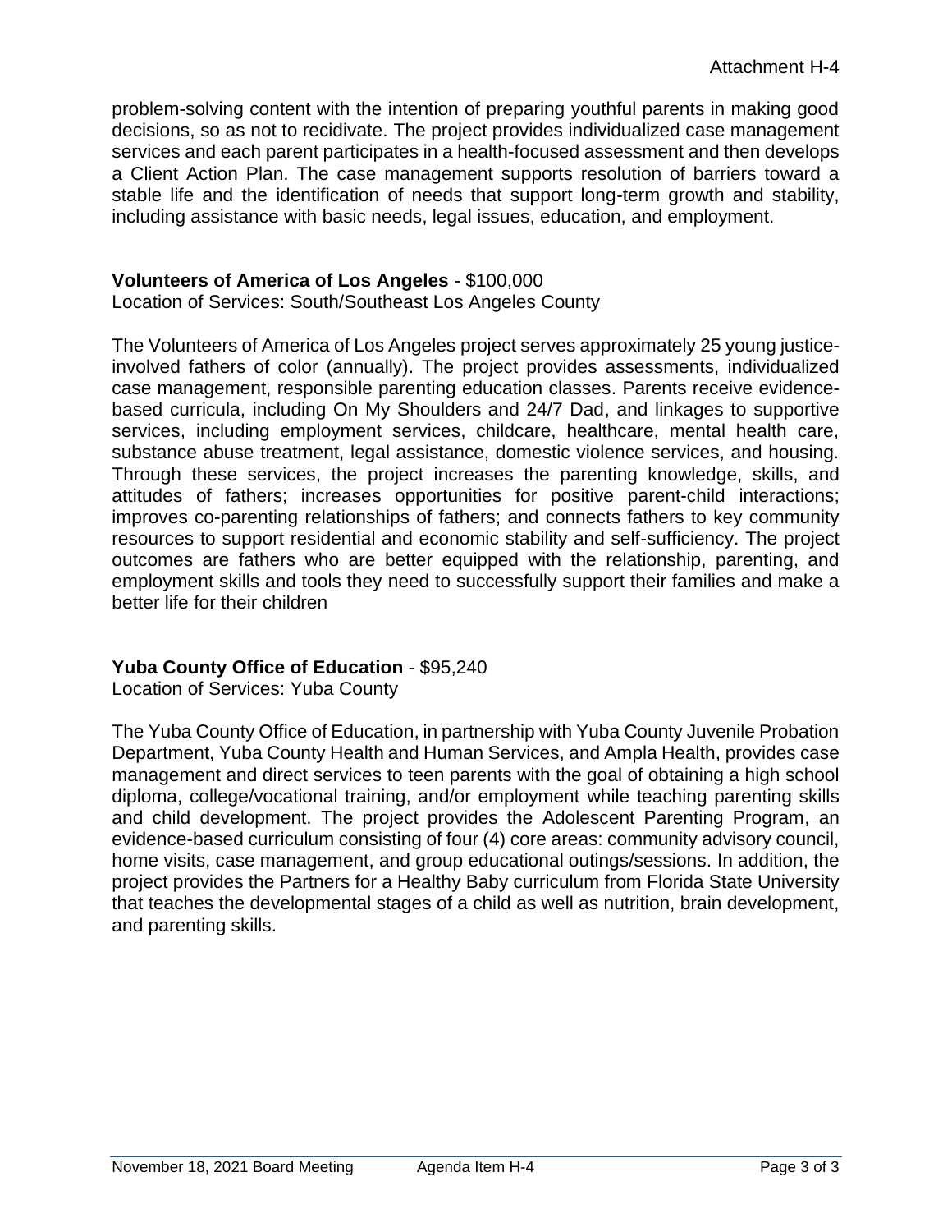problem-solving content with the intention of preparing youthful parents in making good decisions, so as not to recidivate. The project provides individualized case management services and each parent participates in a health-focused assessment and then develops a Client Action Plan. The case management supports resolution of barriers toward a stable life and the identification of needs that support long-term growth and stability, including assistance with basic needs, legal issues, education, and employment.

**Volunteers of America of Los Angeles** - $100,000
Location of Services: South/Southeast Los Angeles County

The Volunteers of America of Los Angeles project serves approximately 25 young justice-involved fathers of color (annually). The project provides assessments, individualized case management, responsible parenting education classes. Parents receive evidence-based curricula, including On My Shoulders and 24/7 Dad, and linkages to supportive services, including employment services, childcare, healthcare, mental health care, substance abuse treatment, legal assistance, domestic violence services, and housing. Through these services, the project increases the parenting knowledge, skills, and attitudes of fathers; increases opportunities for positive parent-child interactions; improves co-parenting relationships of fathers; and connects fathers to key community resources to support residential and economic stability and self-sufficiency. The project outcomes are fathers who are better equipped with the relationship, parenting, and employment skills and tools they need to successfully support their families and make a better life for their children

**Yuba County Office of Education** - $95,240
Location of Services: Yuba County

The Yuba County Office of Education, in partnership with Yuba County Juvenile Probation Department, Yuba County Health and Human Services, and Ampla Health, provides case management and direct services to teen parents with the goal of obtaining a high school diploma, college/vocational training, and/or employment while teaching parenting skills and child development. The project provides the Adolescent Parenting Program, an evidence-based curriculum consisting of four (4) core areas: community advisory council, home visits, case management, and group educational outings/sessions. In addition, the project provides the Partners for a Healthy Baby curriculum from Florida State University that teaches the developmental stages of a child as well as nutrition, brain development, and parenting skills.